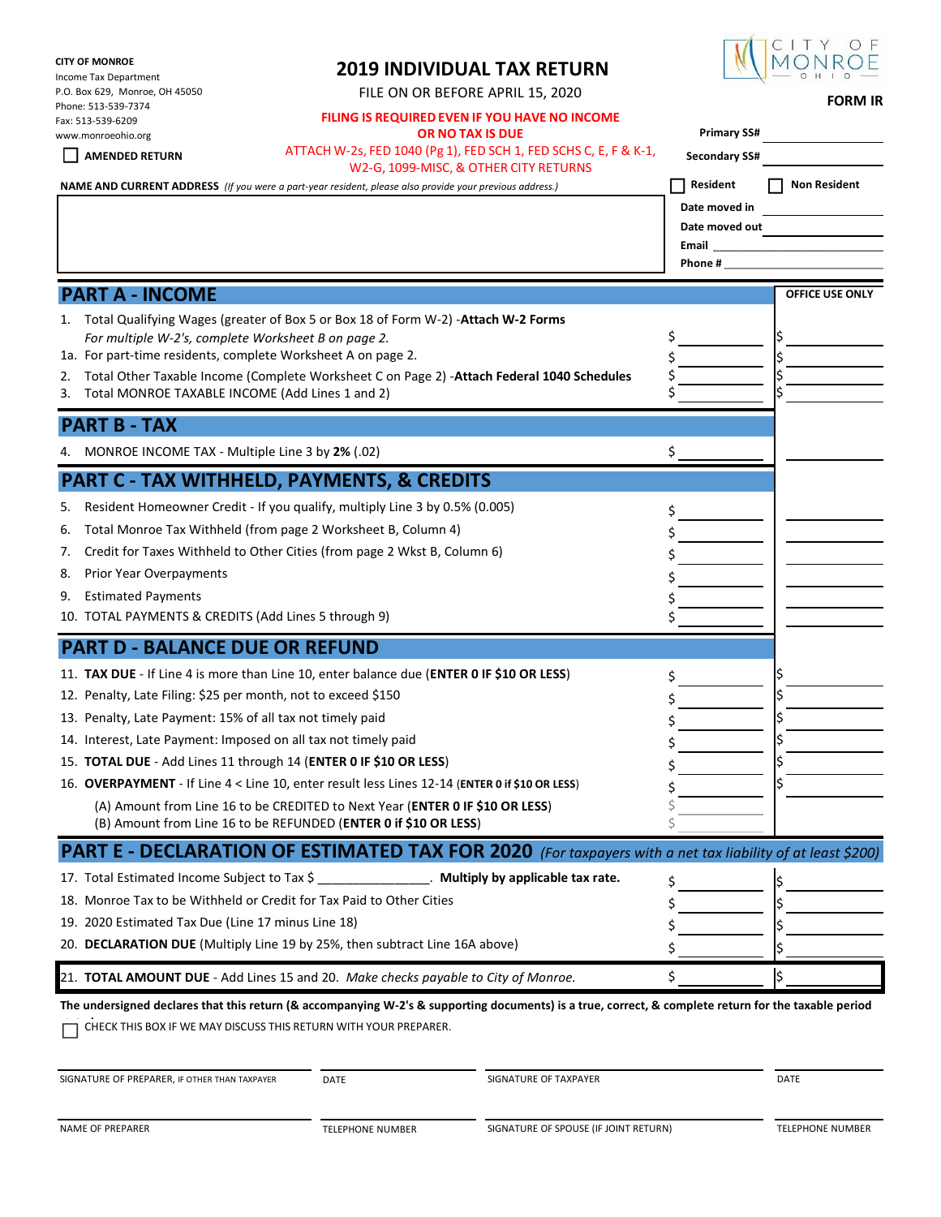**CITY OF MONROE**
Income Tax Department
P.O. Box 629, Monroe, OH 45050
Phone: 513-539-7374
Fax: 513-539-6209
www.monroeohio.org

☐ **AMENDED RETURN**

# 2019 INDIVIDUAL TAX RETURN

FILE ON OR BEFORE APRIL 15, 2020

**FILING IS REQUIRED EVEN IF YOU HAVE NO INCOME OR NO TAX IS DUE**

ATTACH W-2s, FED 1040 (Pg 1), FED SCH 1, FED SCHS C, E, F & K-1, W2-G, 1099-MISC, & OTHER CITY RETURNS

CITY OF MONROE OHIO

**FORM IR**

**Primary SS#** ____________

**Secondary SS#** ____________

**NAME AND CURRENT ADDRESS** *(If you were a part-year resident, please also provide your previous address.)*

☐ **Resident** ☐ **Non Resident**

**Date moved in** ____________
**Date moved out** ____________
**Email** ____________
**Phone #** ____________

## PART A - INCOME

| | | Amount | OFFICE USE ONLY |
|---|---|---|---|
| 1. | Total Qualifying Wages (greater of Box 5 or Box 18 of Form W-2) -**Attach W-2 Forms** *For multiple W-2's, complete Worksheet B on page 2.* | $ | $ |
| 1a. | For part-time residents, complete Worksheet A on page 2. | $ | $ |
| 2. | Total Other Taxable Income (Complete Worksheet C on Page 2) -**Attach Federal 1040 Schedules** | $ | $ |
| 3. | Total MONROE TAXABLE INCOME (Add Lines 1 and 2) | $ | $ |

## PART B - TAX

| | | | |
|---|---|---|---|
| 4. | MONROE INCOME TAX - Multiple Line 3 by **2%** (.02) | $ | |

## PART C - TAX WITHHELD, PAYMENTS, & CREDITS

| | | | |
|---|---|---|---|
| 5. | Resident Homeowner Credit - If you qualify, multiply Line 3 by 0.5% (0.005) | $ | |
| 6. | Total Monroe Tax Withheld (from page 2 Worksheet B, Column 4) | $ | |
| 7. | Credit for Taxes Withheld to Other Cities (from page 2 Wkst B, Column 6) | $ | |
| 8. | Prior Year Overpayments | $ | |
| 9. | Estimated Payments | $ | |
| 10. | TOTAL PAYMENTS & CREDITS (Add Lines 5 through 9) | $ | |

## PART D - BALANCE DUE OR REFUND

| | | | |
|---|---|---|---|
| 11. | **TAX DUE** - If Line 4 is more than Line 10, enter balance due (**ENTER 0 IF $10 OR LESS**) | $ | $ |
| 12. | Penalty, Late Filing: $25 per month, not to exceed $150 | $ | $ |
| 13. | Penalty, Late Payment: 15% of all tax not timely paid | $ | $ |
| 14. | Interest, Late Payment: Imposed on all tax not timely paid | $ | $ |
| 15. | **TOTAL DUE** - Add Lines 11 through 14 (**ENTER 0 IF $10 OR LESS**) | $ | $ |
| 16. | **OVERPAYMENT** - If Line 4 < Line 10, enter result less Lines 12-14 (**ENTER 0 if $10 OR LESS**) | $ | $ |
| | (A) Amount from Line 16 to be CREDITED to Next Year (**ENTER 0 IF $10 OR LESS**) | $ | |
| | (B) Amount from Line 16 to be REFUNDED (**ENTER 0 if $10 OR LESS**) | $ | |

## PART E - DECLARATION OF ESTIMATED TAX FOR 2020 *(For taxpayers with a net tax liability of at least $200)*

| | | | |
|---|---|---|---|
| 17. | Total Estimated Income Subject to Tax $ _______________. **Multiply by applicable tax rate.** | $ | $ |
| 18. | Monroe Tax to be Withheld or Credit for Tax Paid to Other Cities | $ | $ |
| 19. | 2020 Estimated Tax Due (Line 17 minus Line 18) | $ | $ |
| 20. | **DECLARATION DUE** (Multiply Line 19 by 25%, then subtract Line 16A above) | $ | $ |
| 21. | **TOTAL AMOUNT DUE** - Add Lines 15 and 20. *Make checks payable to City of Monroe.* | $ | $ |

**The undersigned declares that this return (& accompanying W-2's & supporting documents) is a true, correct, & complete return for the taxable period**

☐ CHECK THIS BOX IF WE MAY DISCUSS THIS RETURN WITH YOUR PREPARER.

| | | | |
|---|---|---|---|
| SIGNATURE OF PREPARER, IF OTHER THAN TAXPAYER | DATE | SIGNATURE OF TAXPAYER | DATE |
| NAME OF PREPARER | TELEPHONE NUMBER | SIGNATURE OF SPOUSE (IF JOINT RETURN) | TELEPHONE NUMBER |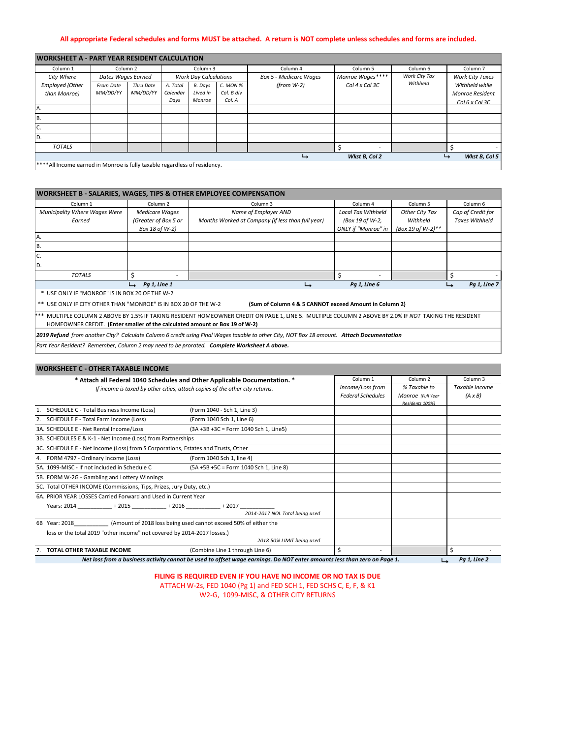**All appropriate Federal schedules and forms MUST be attached. A return is NOT complete unless schedules and forms are included.**

## WORKSHEET A - PART YEAR RESIDENT CALCULATION

| Column 1 | Column 2 | | Column 3 | | | Column 4 | Column 5 | Column 6 | Column 7 |
|---|---|---|---|---|---|---|---|---|---|
| City Where Employed (Other than Monroe) | Dates Wages Earned | | Work Day Calculations | | | Box 5 - Medicare Wages (from W-2) | Monroe Wages**** Col 4 x Col 3C | Work City Tax Withheld | Work City Taxes Withheld while Monroe Resident Col 6 x Col 3C |
| | From Date MM/DD/YY | Thru Date MM/DD/YY | A. Total Calendar Days | B. Days Lived in Monroe | C. MON % Col. B div Col. A | | | | |
| A. | | | | | | | | | |
| B. | | | | | | | | | |
| C. | | | | | | | | | |
| D. | | | | | | | | | |
| TOTALS | | | | | | | $ - | | $ - |
| | | | | | | ↳ | Wkst B, Col 2 | ↳ | Wkst B, Col 5 |

****All Income earned in Monroe is fully taxable regardless of residency.

## WORKSHEET B - SALARIES, WAGES, TIPS & OTHER EMPLOYEE COMPENSATION

| Column 1 | Column 2 | Column 3 | Column 4 | Column 5 | Column 6 |
|---|---|---|---|---|---|
| Municipality Where Wages Were Earned | Medicare Wages (Greater of Box 5 or Box 18 of W-2) | Name of Employer AND Months Worked at Company (if less than full year) | Local Tax Withheld (Box 19 of W-2, ONLY if "Monroe" in | Other City Tax Withheld (Box 19 of W-2)** | Cap of Credit for Taxes Withheld |
| A. | | | | | |
| B. | | | | | |
| C. | | | | | |
| D. | | | | | |
| TOTALS | $ - | | $ - | | $ - |
| | ↳ Pg 1, Line 1 | ↳ | Pg 1, Line 6 | ↳ | Pg 1, Line 7 |

\* USE ONLY IF "MONROE" IS IN BOX 20 OF THE W-2

** USE ONLY IF CITY OTHER THAN "MONROE" IS IN BOX 20 OF THE W-2 **(Sum of Column 4 & 5 CANNOT exceed Amount in Column 2)**

*** MULTIPLE COLUMN 2 ABOVE BY 1.5% IF TAKING RESIDENT HOMEOWNER CREDIT ON PAGE 1, LINE 5. MULTIPLE COLUMN 2 ABOVE BY 2.0% IF *NOT* TAKING THE RESIDENT HOMEOWNER CREDIT. **(Enter smaller of the calculated amount or Box 19 of W-2)**

***2019 Refund** from another City? Calculate Column 6 credit using Final Wages taxable to other City, NOT Box 18 amount.* ***Attach Documentation***

*Part Year Resident? Remember, Column 2 may need to be prorated.* ***Complete Worksheet A above.***

## WORKSHEET C - OTHER TAXABLE INCOME

| * Attach all Federal 1040 Schedules and Other Applicable Documentation. * If income is taxed by other cities, attach copies of the other city returns. | | Column 1 Income/Loss from Federal Schedules | Column 2 % Taxable to Monroe (Full Year Residents 100%) | Column 3 Taxable Income (A x B) |
|---|---|---|---|---|
| 1. SCHEDULE C - Total Business Income (Loss) | (Form 1040 - Sch 1, Line 3) | | | |
| 2. SCHEDULE F - Total Farm Income (Loss) | (Form 1040 Sch 1, Line 6) | | | |
| 3A. SCHEDULE E - Net Rental Income/Loss | (3A +3B +3C = Form 1040 Sch 1, Line5) | | | |
| 3B. SCHEDULES E & K-1 - Net Income (Loss) from Partnerships | | | | |
| 3C. SCHEDULE E - Net Income (Loss) from S Corporations, Estates and Trusts, Other | | | | |
| 4. FORM 4797 - Ordinary Income (Loss) | (Form 1040 Sch 1, line 4) | | | |
| 5A. 1099-MISC - If not included in Schedule C | (5A +5B +5C = Form 1040 Sch 1, Line 8) | | | |
| 5B. FORM W-2G - Gambling and Lottery Winnings | | | | |
| 5C. Total OTHER INCOME (Commissions, Tips, Prizes, Jury Duty, etc.) | | | | |
| 6A. PRIOR YEAR LOSSES Carried Forward and Used in Current Year Years: 2014 ___________ + 2015 ___________ + 2016 ___________ + 2017 ___________ | 2014-2017 NOL Total being used | | | |
| 6B Year: 2018___________ (Amount of 2018 loss being used cannot exceed 50% of either the loss or the total 2019 "other income" not covered by 2014-2017 losses.) | 2018 50% LIMIT being used | | | |
| 7. **TOTAL OTHER TAXABLE INCOME** | (Combine Line 1 through Line 6) | $ - | | $ - |
| *Net loss from a business activity cannot be used to offset wage earnings. Do NOT enter amounts less than zero on Page 1.* | | | ↳ | Pg 1, Line 2 |

**FILING IS REQUIRED EVEN IF YOU HAVE NO INCOME OR NO TAX IS DUE**

ATTACH W-2s, FED 1040 (Pg 1) and FED SCH 1, FED SCHS C, E, F, & K1
W2-G, 1099-MISC, & OTHER CITY RETURNS